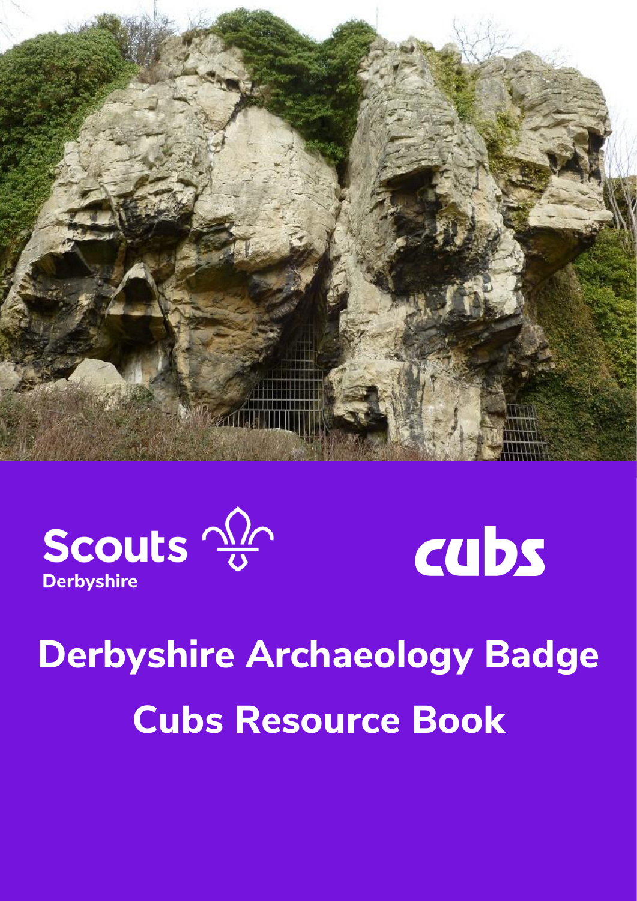Scouts Derbyshire

cubs

# Derbyshire Archaeology Badge

# Cubs Resource Book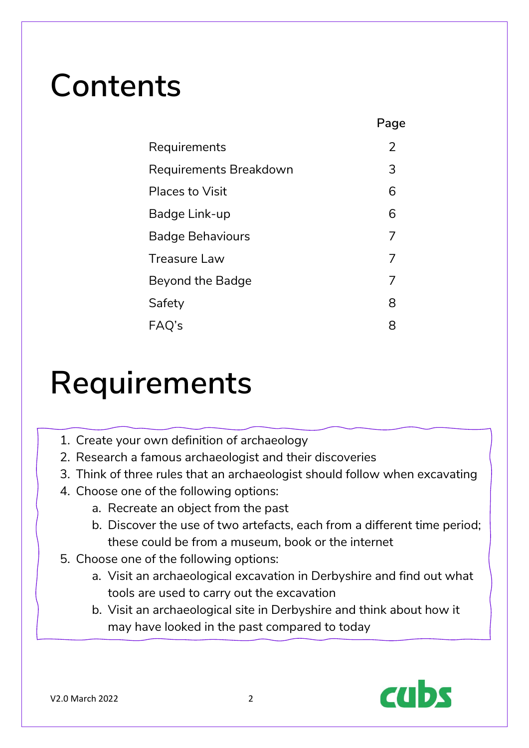# Contents

| | Page |
|---|---|
| Requirements | 2 |
| Requirements Breakdown | 3 |
| Places to Visit | 6 |
| Badge Link-up | 6 |
| Badge Behaviours | 7 |
| Treasure Law | 7 |
| Beyond the Badge | 7 |
| Safety | 8 |
| FAQ's | 8 |

# Requirements

1. Create your own definition of archaeology
2. Research a famous archaeologist and their discoveries
3. Think of three rules that an archaeologist should follow when excavating
4. Choose one of the following options:
    a. Recreate an object from the past
    b. Discover the use of two artefacts, each from a different time period; these could be from a museum, book or the internet
5. Choose one of the following options:
    a. Visit an archaeological excavation in Derbyshire and find out what tools are used to carry out the excavation
    b. Visit an archaeological site in Derbyshire and think about how it may have looked in the past compared to today

V2.0 March 2022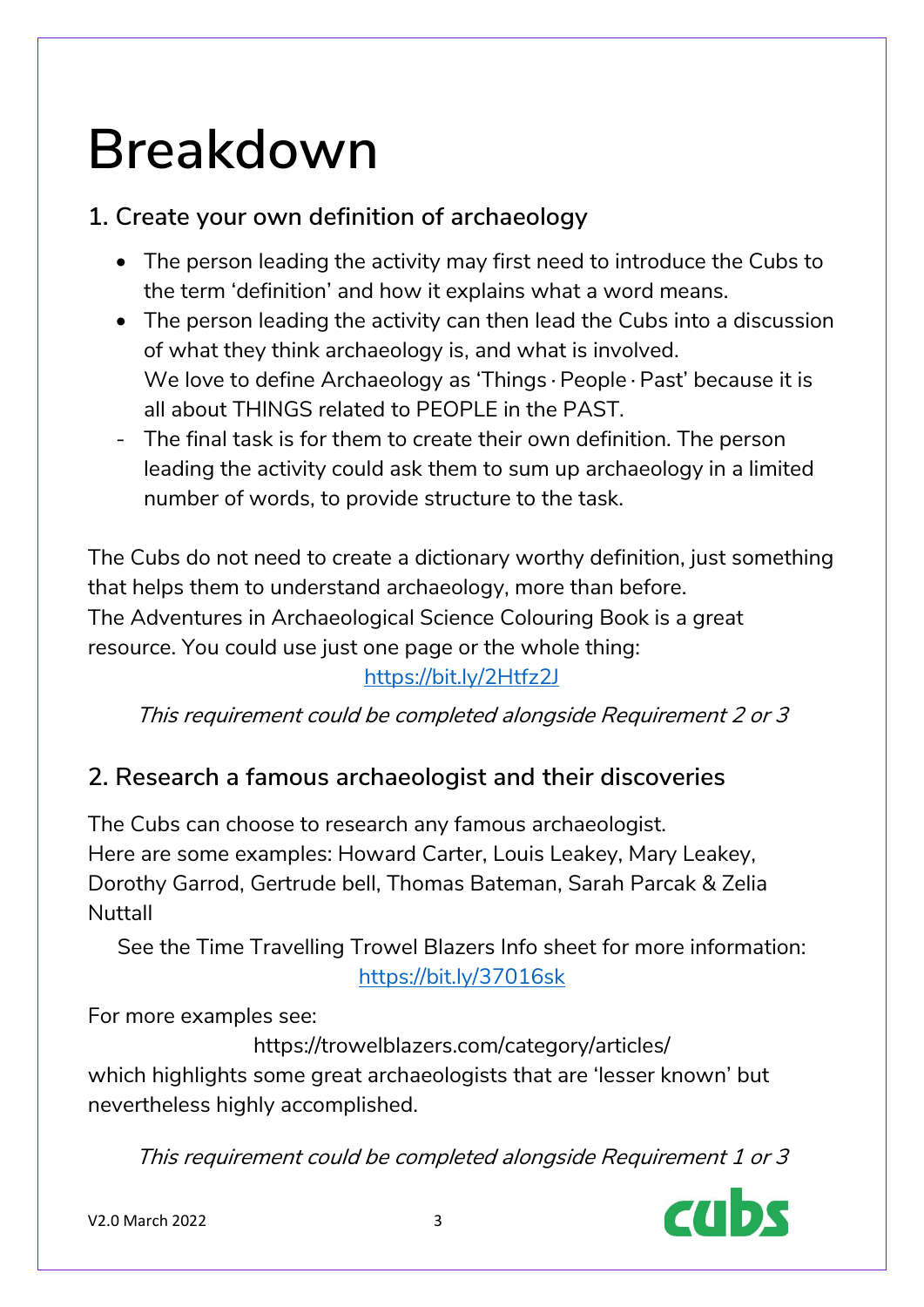# Breakdown

## 1. Create your own definition of archaeology

- The person leading the activity may first need to introduce the Cubs to the term 'definition' and how it explains what a word means.
- The person leading the activity can then lead the Cubs into a discussion of what they think archaeology is, and what is involved.
  We love to define Archaeology as 'Things · People · Past' because it is all about THINGS related to PEOPLE in the PAST.
- The final task is for them to create their own definition. The person leading the activity could ask them to sum up archaeology in a limited number of words, to provide structure to the task.

The Cubs do not need to create a dictionary worthy definition, just something that helps them to understand archaeology, more than before.
The Adventures in Archaeological Science Colouring Book is a great resource. You could use just one page or the whole thing:
https://bit.ly/2Htfz2J

*This requirement could be completed alongside Requirement 2 or 3*

## 2. Research a famous archaeologist and their discoveries

The Cubs can choose to research any famous archaeologist.
Here are some examples: Howard Carter, Louis Leakey, Mary Leakey, Dorothy Garrod, Gertrude bell, Thomas Bateman, Sarah Parcak & Zelia Nuttall

See the Time Travelling Trowel Blazers Info sheet for more information:
https://bit.ly/37016sk

For more examples see:
https://trowelblazers.com/category/articles/
which highlights some great archaeologists that are 'lesser known' but nevertheless highly accomplished.

*This requirement could be completed alongside Requirement 1 or 3*

V2.0 March 2022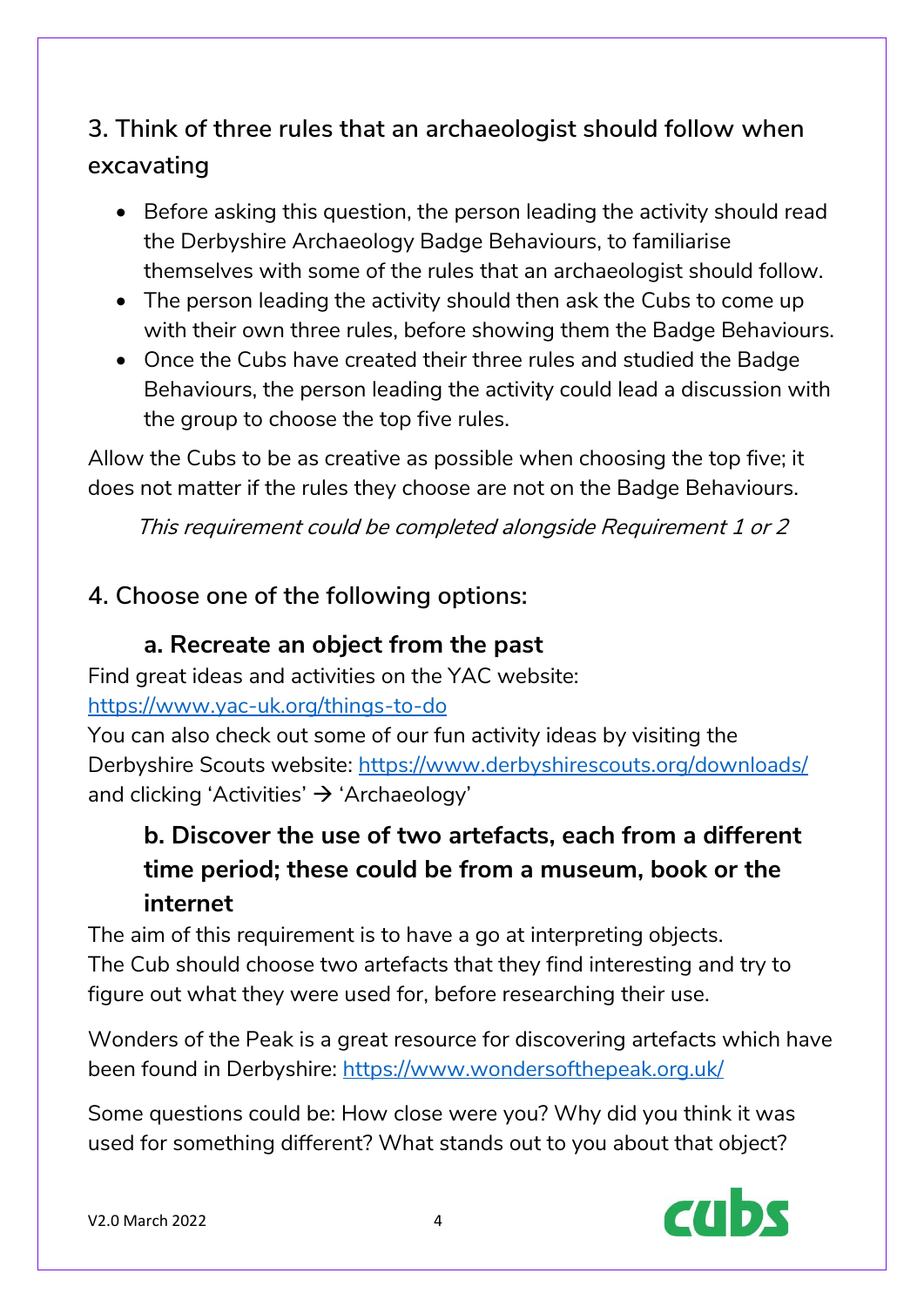## 3. Think of three rules that an archaeologist should follow when excavating

- Before asking this question, the person leading the activity should read the Derbyshire Archaeology Badge Behaviours, to familiarise themselves with some of the rules that an archaeologist should follow.
- The person leading the activity should then ask the Cubs to come up with their own three rules, before showing them the Badge Behaviours.
- Once the Cubs have created their three rules and studied the Badge Behaviours, the person leading the activity could lead a discussion with the group to choose the top five rules.

Allow the Cubs to be as creative as possible when choosing the top five; it does not matter if the rules they choose are not on the Badge Behaviours.

*This requirement could be completed alongside Requirement 1 or 2*

## 4. Choose one of the following options:

### a. Recreate an object from the past

Find great ideas and activities on the YAC website:
https://www.yac-uk.org/things-to-do
You can also check out some of our fun activity ideas by visiting the Derbyshire Scouts website: https://www.derbyshirescouts.org/downloads/ and clicking 'Activities' → 'Archaeology'

### b. Discover the use of two artefacts, each from a different time period; these could be from a museum, book or the internet

The aim of this requirement is to have a go at interpreting objects.
The Cub should choose two artefacts that they find interesting and try to figure out what they were used for, before researching their use.

Wonders of the Peak is a great resource for discovering artefacts which have been found in Derbyshire: https://www.wondersofthepeak.org.uk/

Some questions could be: How close were you? Why did you think it was used for something different? What stands out to you about that object?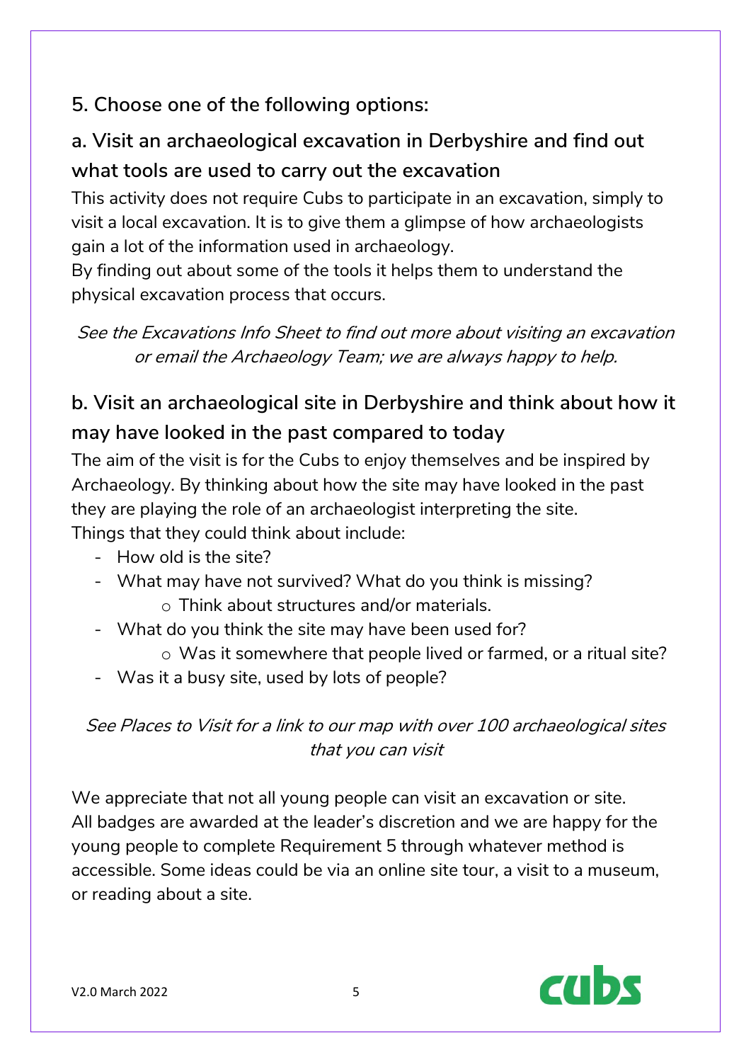## 5. Choose one of the following options:

### a. Visit an archaeological excavation in Derbyshire and find out what tools are used to carry out the excavation

This activity does not require Cubs to participate in an excavation, simply to visit a local excavation. It is to give them a glimpse of how archaeologists gain a lot of the information used in archaeology.

By finding out about some of the tools it helps them to understand the physical excavation process that occurs.

*See the Excavations Info Sheet to find out more about visiting an excavation or email the Archaeology Team; we are always happy to help.*

### b. Visit an archaeological site in Derbyshire and think about how it may have looked in the past compared to today

The aim of the visit is for the Cubs to enjoy themselves and be inspired by Archaeology. By thinking about how the site may have looked in the past they are playing the role of an archaeologist interpreting the site.

Things that they could think about include:

- How old is the site?
- What may have not survived? What do you think is missing?
  - Think about structures and/or materials.
- What do you think the site may have been used for?
  - Was it somewhere that people lived or farmed, or a ritual site?
- Was it a busy site, used by lots of people?

*See Places to Visit for a link to our map with over 100 archaeological sites that you can visit*

We appreciate that not all young people can visit an excavation or site. All badges are awarded at the leader's discretion and we are happy for the young people to complete Requirement 5 through whatever method is accessible. Some ideas could be via an online site tour, a visit to a museum, or reading about a site.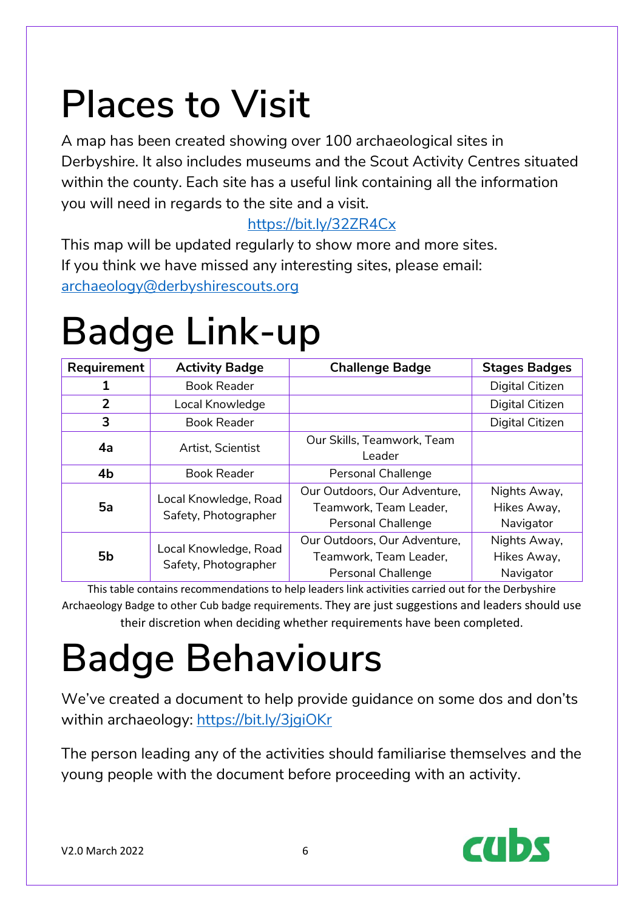# Places to Visit

A map has been created showing over 100 archaeological sites in Derbyshire. It also includes museums and the Scout Activity Centres situated within the county. Each site has a useful link containing all the information you will need in regards to the site and a visit.

https://bit.ly/32ZR4Cx

This map will be updated regularly to show more and more sites.
If you think we have missed any interesting sites, please email: archaeology@derbyshirescouts.org

# Badge Link-up

| Requirement | Activity Badge | Challenge Badge | Stages Badges |
|---|---|---|---|
| **1** | Book Reader | | Digital Citizen |
| **2** | Local Knowledge | | Digital Citizen |
| **3** | Book Reader | | Digital Citizen |
| **4a** | Artist, Scientist | Our Skills, Teamwork, Team Leader | |
| **4b** | Book Reader | Personal Challenge | |
| **5a** | Local Knowledge, Road Safety, Photographer | Our Outdoors, Our Adventure, Teamwork, Team Leader, Personal Challenge | Nights Away, Hikes Away, Navigator |
| **5b** | Local Knowledge, Road Safety, Photographer | Our Outdoors, Our Adventure, Teamwork, Team Leader, Personal Challenge | Nights Away, Hikes Away, Navigator |

This table contains recommendations to help leaders link activities carried out for the Derbyshire Archaeology Badge to other Cub badge requirements. They are just suggestions and leaders should use their discretion when deciding whether requirements have been completed.

# Badge Behaviours

We've created a document to help provide guidance on some dos and don'ts within archaeology: https://bit.ly/3jgiOKr

The person leading any of the activities should familiarise themselves and the young people with the document before proceeding with an activity.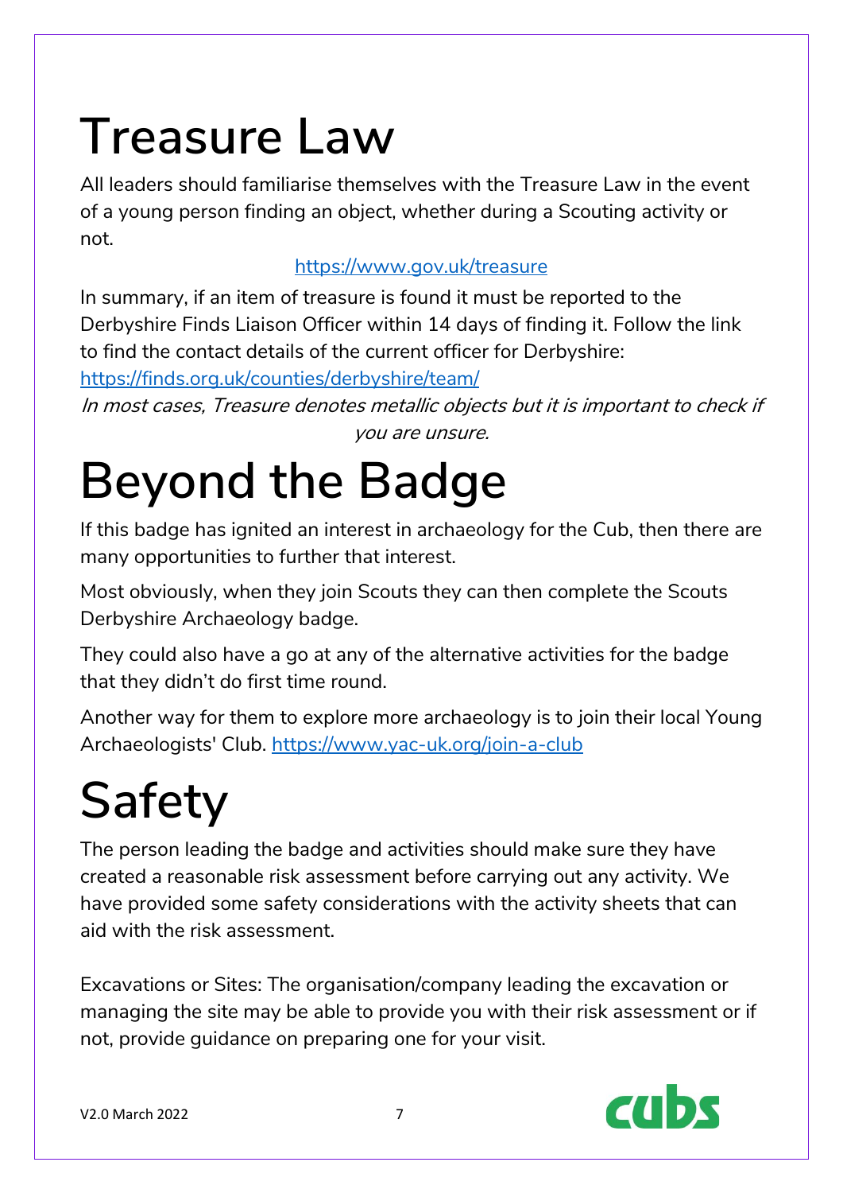# Treasure Law

All leaders should familiarise themselves with the Treasure Law in the event of a young person finding an object, whether during a Scouting activity or not.

https://www.gov.uk/treasure

In summary, if an item of treasure is found it must be reported to the Derbyshire Finds Liaison Officer within 14 days of finding it. Follow the link to find the contact details of the current officer for Derbyshire: https://finds.org.uk/counties/derbyshire/team/

*In most cases, Treasure denotes metallic objects but it is important to check if you are unsure.*

# Beyond the Badge

If this badge has ignited an interest in archaeology for the Cub, then there are many opportunities to further that interest.

Most obviously, when they join Scouts they can then complete the Scouts Derbyshire Archaeology badge.

They could also have a go at any of the alternative activities for the badge that they didn't do first time round.

Another way for them to explore more archaeology is to join their local Young Archaeologists' Club. https://www.yac-uk.org/join-a-club

# Safety

The person leading the badge and activities should make sure they have created a reasonable risk assessment before carrying out any activity. We have provided some safety considerations with the activity sheets that can aid with the risk assessment.

Excavations or Sites: The organisation/company leading the excavation or managing the site may be able to provide you with their risk assessment or if not, provide guidance on preparing one for your visit.

V2.0 March 2022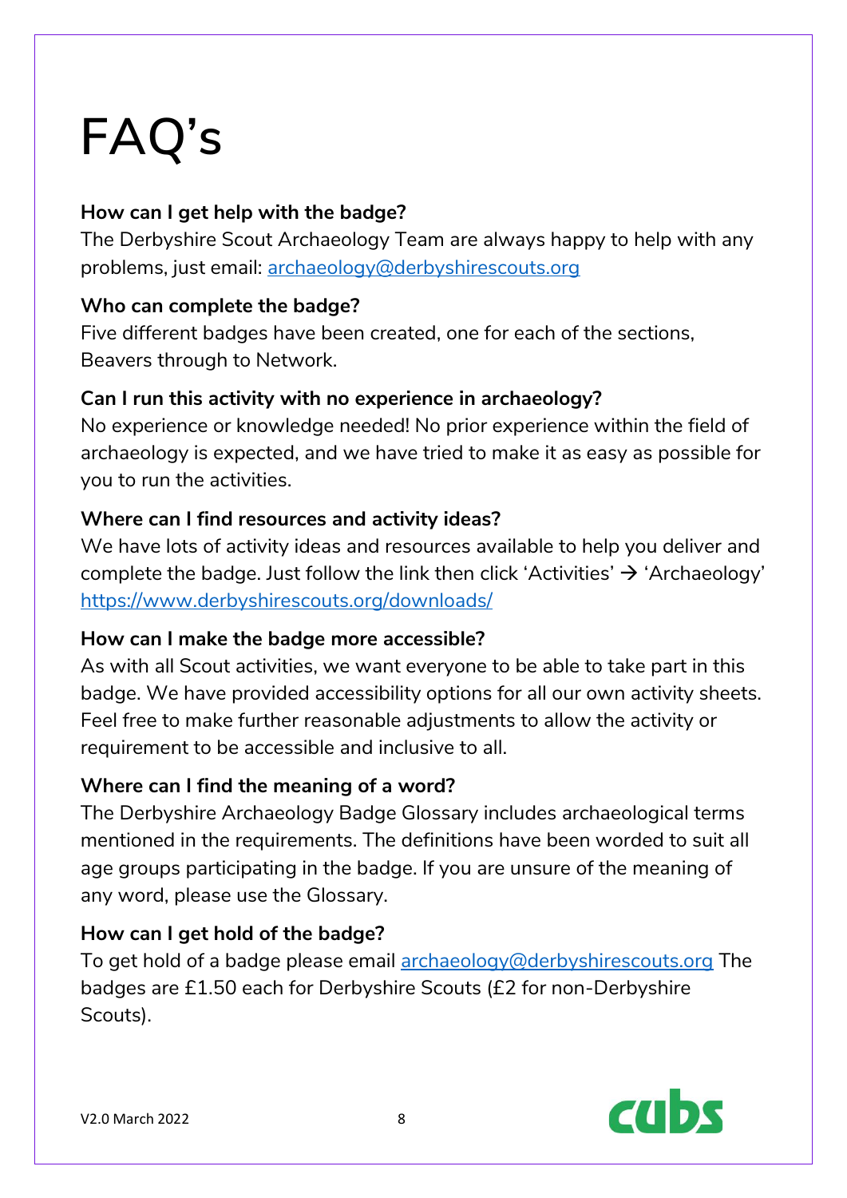# FAQ's

**How can I get help with the badge?**

The Derbyshire Scout Archaeology Team are always happy to help with any problems, just email: archaeology@derbyshirescouts.org

**Who can complete the badge?**

Five different badges have been created, one for each of the sections, Beavers through to Network.

**Can I run this activity with no experience in archaeology?**

No experience or knowledge needed! No prior experience within the field of archaeology is expected, and we have tried to make it as easy as possible for you to run the activities.

**Where can I find resources and activity ideas?**

We have lots of activity ideas and resources available to help you deliver and complete the badge. Just follow the link then click 'Activities' → 'Archaeology' https://www.derbyshirescouts.org/downloads/

**How can I make the badge more accessible?**

As with all Scout activities, we want everyone to be able to take part in this badge. We have provided accessibility options for all our own activity sheets. Feel free to make further reasonable adjustments to allow the activity or requirement to be accessible and inclusive to all.

**Where can I find the meaning of a word?**

The Derbyshire Archaeology Badge Glossary includes archaeological terms mentioned in the requirements. The definitions have been worded to suit all age groups participating in the badge. If you are unsure of the meaning of any word, please use the Glossary.

**How can I get hold of the badge?**

To get hold of a badge please email archaeology@derbyshirescouts.org The badges are £1.50 each for Derbyshire Scouts (£2 for non-Derbyshire Scouts).

V2.0 March 2022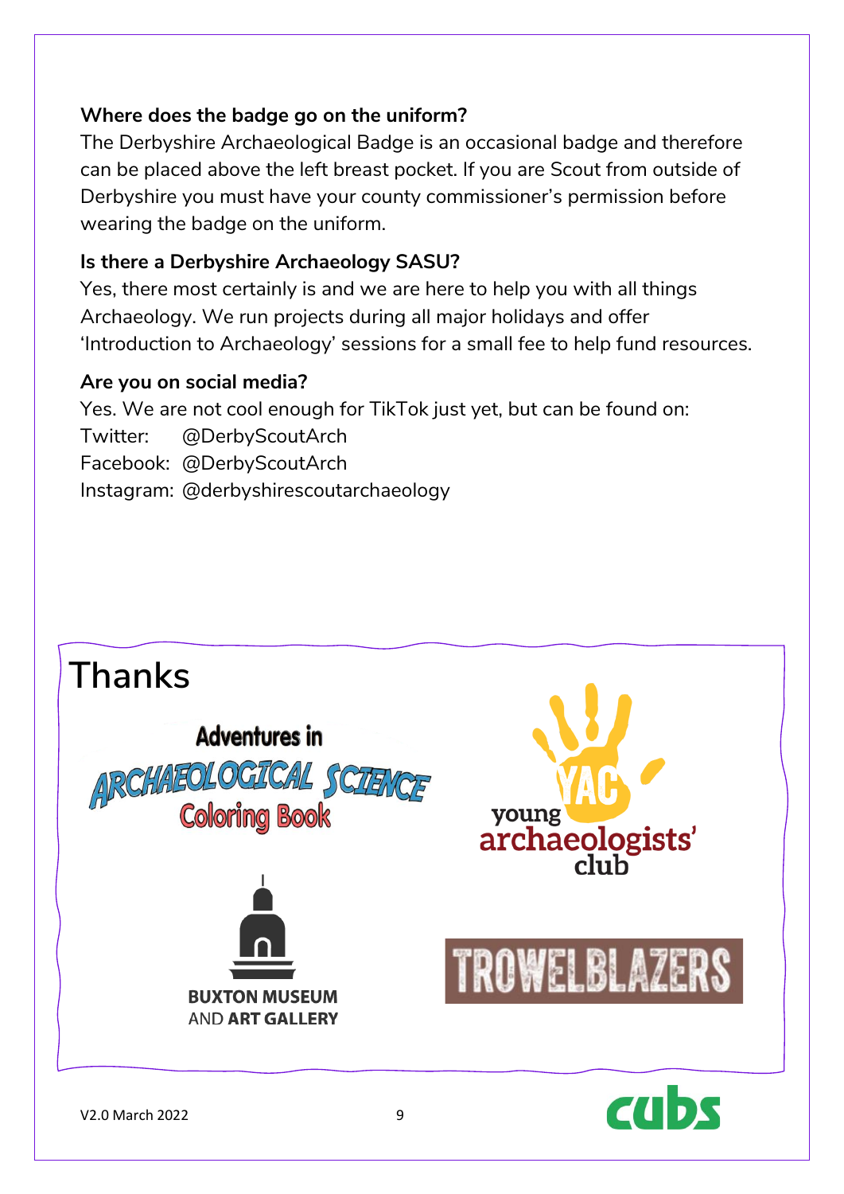**Where does the badge go on the uniform?**

The Derbyshire Archaeological Badge is an occasional badge and therefore can be placed above the left breast pocket. If you are Scout from outside of Derbyshire you must have your county commissioner's permission before wearing the badge on the uniform.

**Is there a Derbyshire Archaeology SASU?**

Yes, there most certainly is and we are here to help you with all things Archaeology. We run projects during all major holidays and offer 'Introduction to Archaeology' sessions for a small fee to help fund resources.

**Are you on social media?**

Yes. We are not cool enough for TikTok just yet, but can be found on:

Twitter: @DerbyScoutArch
Facebook: @DerbyScoutArch
Instagram: @derbyshirescoutarchaeology

# Thanks

Adventures in ARCHAEOLOGICAL SCIENCE Coloring Book

YAC young archaeologists' club

BUXTON MUSEUM AND ART GALLERY

TROWELBLAZERS

V2.0 March 2022